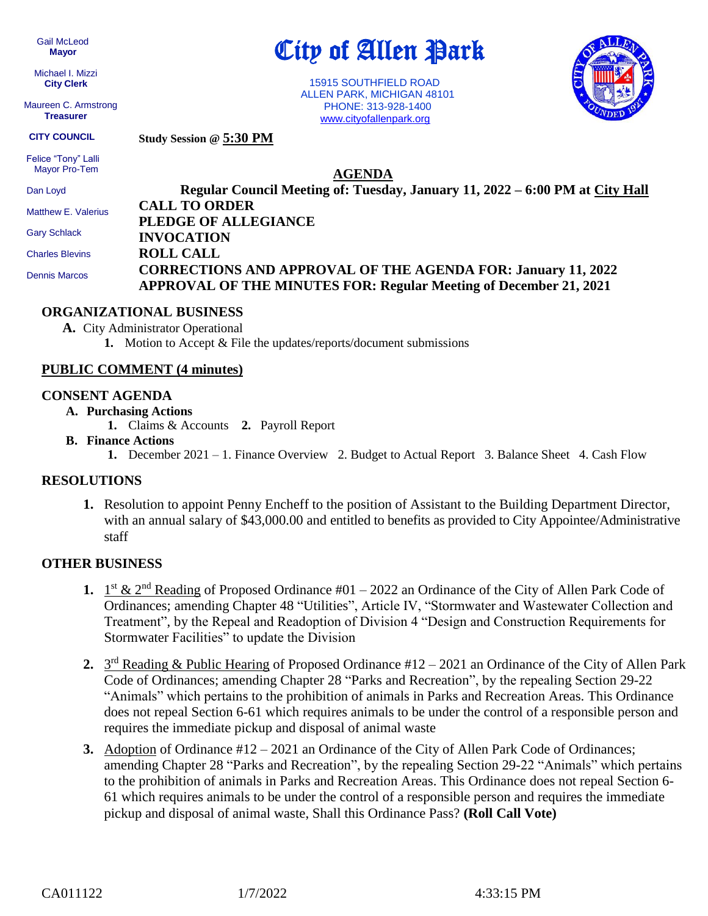Gail McLeod
**Mayor**

Michael I. Mizzi
**City Clerk**

Maureen C. Armstrong
**Treasurer**

**CITY COUNCIL**

Felice "Tony" Lalli
Mayor Pro-Tem

Dan Loyd

Matthew E. Valerius

Gary Schlack

Charles Blevins

Dennis Marcos

# City of Allen Park

15915 SOUTHFIELD ROAD
ALLEN PARK, MICHIGAN 48101
PHONE: 313-928-1400
www.cityofallenpark.org

**Study Session @ 5:30 PM**

## AGENDA

**Regular Council Meeting of: Tuesday, January 11, 2022 – 6:00 PM at City Hall**

**CALL TO ORDER**
**PLEDGE OF ALLEGIANCE**
**INVOCATION**
**ROLL CALL**
**CORRECTIONS AND APPROVAL OF THE AGENDA FOR: January 11, 2022**
**APPROVAL OF THE MINUTES FOR: Regular Meeting of December 21, 2021**

## ORGANIZATIONAL BUSINESS

**A.** City Administrator Operational
   **1.** Motion to Accept & File the updates/reports/document submissions

## PUBLIC COMMENT (4 minutes)

## CONSENT AGENDA

**A. Purchasing Actions**
   **1.** Claims & Accounts **2.** Payroll Report

**B. Finance Actions**
   **1.** December 2021 – 1. Finance Overview 2. Budget to Actual Report 3. Balance Sheet 4. Cash Flow

## RESOLUTIONS

**1.** Resolution to appoint Penny Encheff to the position of Assistant to the Building Department Director, with an annual salary of $43,000.00 and entitled to benefits as provided to City Appointee/Administrative staff

## OTHER BUSINESS

**1.** 1st & 2nd Reading of Proposed Ordinance #01 – 2022 an Ordinance of the City of Allen Park Code of Ordinances; amending Chapter 48 "Utilities", Article IV, "Stormwater and Wastewater Collection and Treatment", by the Repeal and Readoption of Division 4 "Design and Construction Requirements for Stormwater Facilities" to update the Division

**2.** 3rd Reading & Public Hearing of Proposed Ordinance #12 – 2021 an Ordinance of the City of Allen Park Code of Ordinances; amending Chapter 28 "Parks and Recreation", by the repealing Section 29-22 "Animals" which pertains to the prohibition of animals in Parks and Recreation Areas. This Ordinance does not repeal Section 6-61 which requires animals to be under the control of a responsible person and requires the immediate pickup and disposal of animal waste

**3.** Adoption of Ordinance #12 – 2021 an Ordinance of the City of Allen Park Code of Ordinances; amending Chapter 28 "Parks and Recreation", by the repealing Section 29-22 "Animals" which pertains to the prohibition of animals in Parks and Recreation Areas. This Ordinance does not repeal Section 6-61 which requires animals to be under the control of a responsible person and requires the immediate pickup and disposal of animal waste, Shall this Ordinance Pass? **(Roll Call Vote)**

CA011122 1/7/2022 4:33:15 PM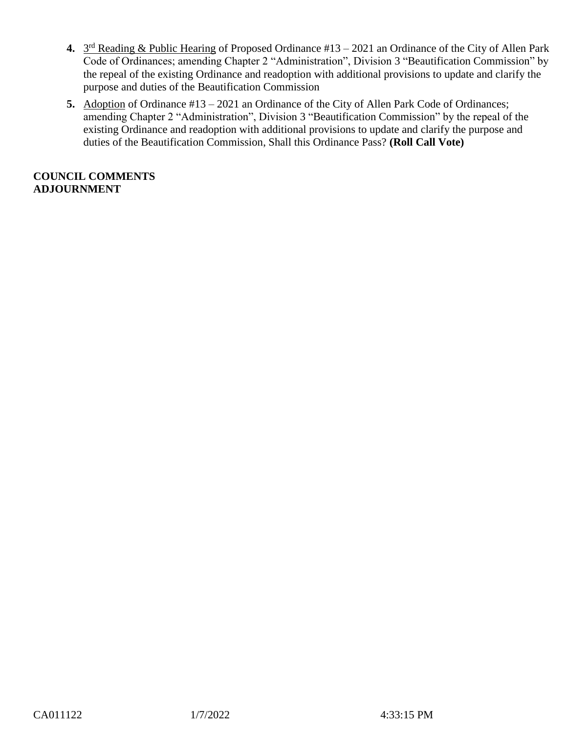4. 3rd Reading & Public Hearing of Proposed Ordinance #13 – 2021 an Ordinance of the City of Allen Park Code of Ordinances; amending Chapter 2 "Administration", Division 3 "Beautification Commission" by the repeal of the existing Ordinance and readoption with additional provisions to update and clarify the purpose and duties of the Beautification Commission

5. Adoption of Ordinance #13 – 2021 an Ordinance of the City of Allen Park Code of Ordinances; amending Chapter 2 "Administration", Division 3 "Beautification Commission" by the repeal of the existing Ordinance and readoption with additional provisions to update and clarify the purpose and duties of the Beautification Commission, Shall this Ordinance Pass? **(Roll Call Vote)**

**COUNCIL COMMENTS**

**ADJOURNMENT**

CA011122 1/7/2022 4:33:15 PM